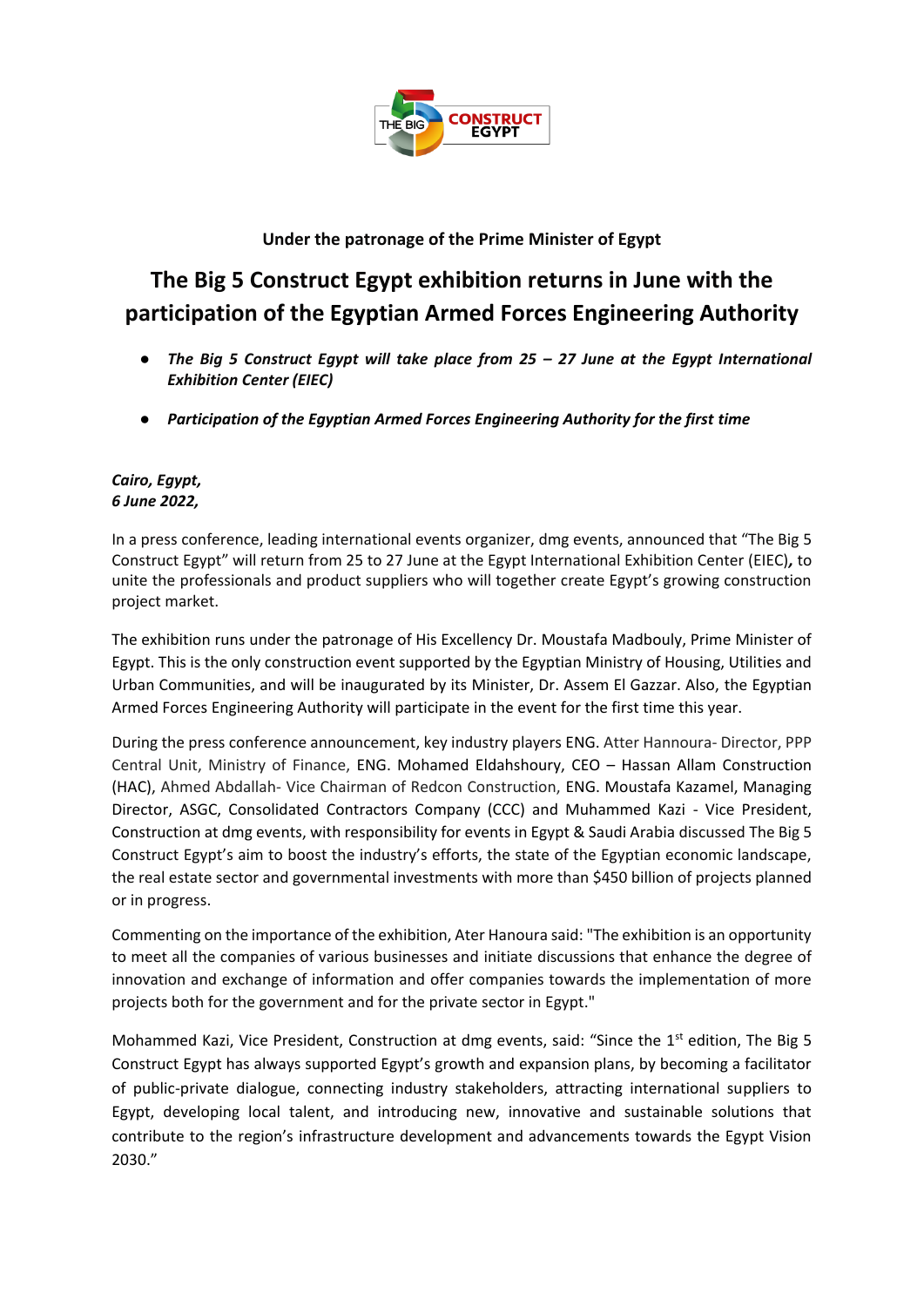**Under the patronage of the Prime Minister of Egypt**

# The Big 5 Construct Egypt exhibition returns in June with the participation of the Egyptian Armed Forces Engineering Authority

- ***The Big 5 Construct Egypt will take place from 25 – 27 June at the Egypt International Exhibition Center (EIEC)***
- ***Participation of the Egyptian Armed Forces Engineering Authority for the first time***

***Cairo, Egypt,***
***6 June 2022,***

In a press conference, leading international events organizer, dmg events, announced that "The Big 5 Construct Egypt" will return from 25 to 27 June at the Egypt International Exhibition Center (EIEC)**,** to unite the professionals and product suppliers who will together create Egypt's growing construction project market.

The exhibition runs under the patronage of His Excellency Dr. Moustafa Madbouly, Prime Minister of Egypt. This is the only construction event supported by the Egyptian Ministry of Housing, Utilities and Urban Communities, and will be inaugurated by its Minister, Dr. Assem El Gazzar. Also, the Egyptian Armed Forces Engineering Authority will participate in the event for the first time this year.

During the press conference announcement, key industry players ENG. Atter Hannoura- Director, PPP Central Unit, Ministry of Finance, ENG. Mohamed Eldahshoury, CEO – Hassan Allam Construction (HAC), Ahmed Abdallah- Vice Chairman of Redcon Construction, ENG. Moustafa Kazamel, Managing Director, ASGC, Consolidated Contractors Company (CCC) and Muhammed Kazi - Vice President, Construction at dmg events, with responsibility for events in Egypt & Saudi Arabia discussed The Big 5 Construct Egypt's aim to boost the industry's efforts, the state of the Egyptian economic landscape, the real estate sector and governmental investments with more than $450 billion of projects planned or in progress.

Commenting on the importance of the exhibition, Ater Hanoura said: "The exhibition is an opportunity to meet all the companies of various businesses and initiate discussions that enhance the degree of innovation and exchange of information and offer companies towards the implementation of more projects both for the government and for the private sector in Egypt."

Mohammed Kazi, Vice President, Construction at dmg events, said: "Since the 1st edition, The Big 5 Construct Egypt has always supported Egypt's growth and expansion plans, by becoming a facilitator of public-private dialogue, connecting industry stakeholders, attracting international suppliers to Egypt, developing local talent, and introducing new, innovative and sustainable solutions that contribute to the region's infrastructure development and advancements towards the Egypt Vision 2030."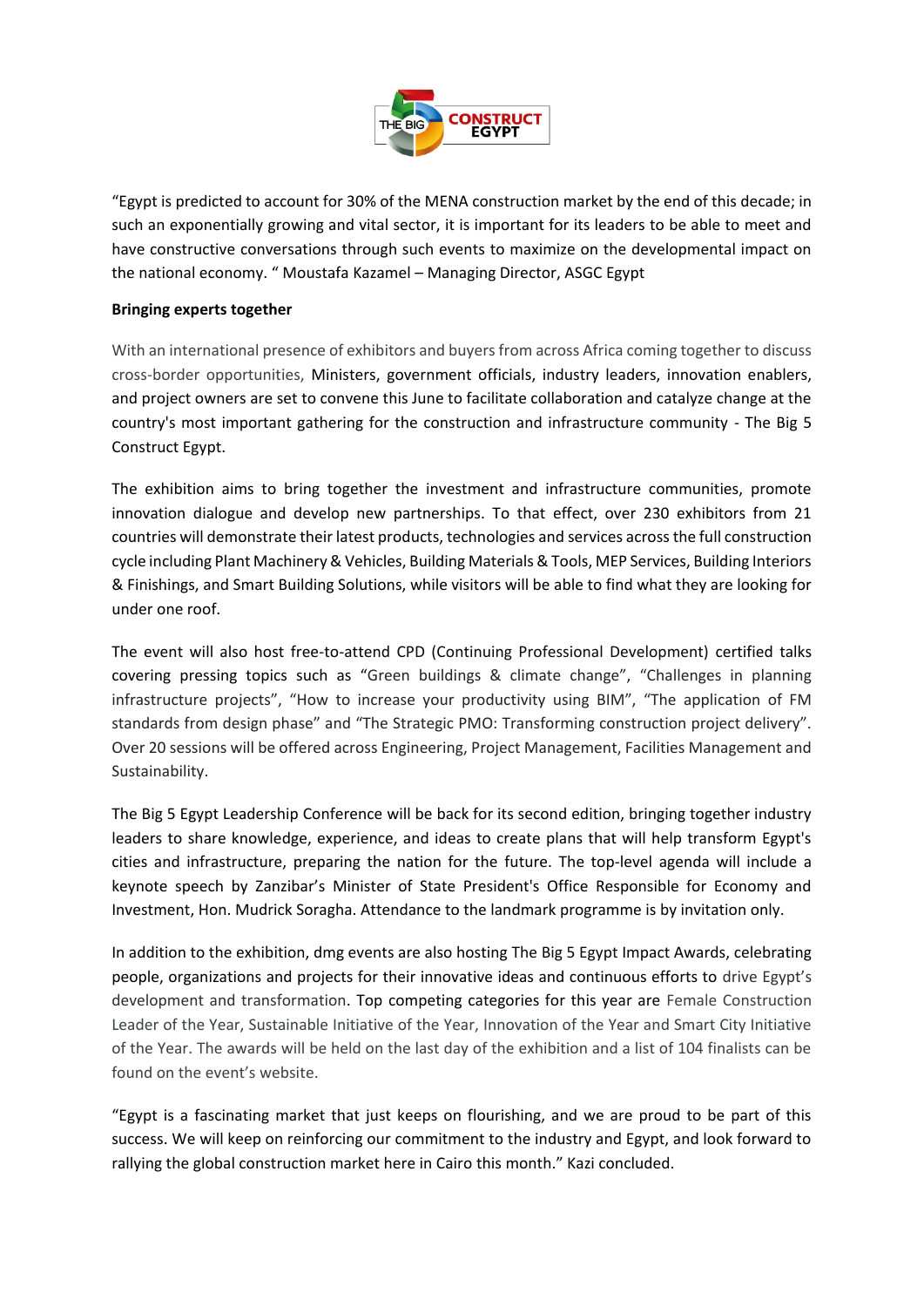"Egypt is predicted to account for 30% of the MENA construction market by the end of this decade; in such an exponentially growing and vital sector, it is important for its leaders to be able to meet and have constructive conversations through such events to maximize on the developmental impact on the national economy. " Moustafa Kazamel – Managing Director, ASGC Egypt

**Bringing experts together**

With an international presence of exhibitors and buyers from across Africa coming together to discuss cross-border opportunities, Ministers, government officials, industry leaders, innovation enablers, and project owners are set to convene this June to facilitate collaboration and catalyze change at the country's most important gathering for the construction and infrastructure community - The Big 5 Construct Egypt.

The exhibition aims to bring together the investment and infrastructure communities, promote innovation dialogue and develop new partnerships. To that effect, over 230 exhibitors from 21 countries will demonstrate their latest products, technologies and services across the full construction cycle including Plant Machinery & Vehicles, Building Materials & Tools, MEP Services, Building Interiors & Finishings, and Smart Building Solutions, while visitors will be able to find what they are looking for under one roof.

The event will also host free-to-attend CPD (Continuing Professional Development) certified talks covering pressing topics such as "Green buildings & climate change", "Challenges in planning infrastructure projects", "How to increase your productivity using BIM", "The application of FM standards from design phase" and "The Strategic PMO: Transforming construction project delivery". Over 20 sessions will be offered across Engineering, Project Management, Facilities Management and Sustainability.

The Big 5 Egypt Leadership Conference will be back for its second edition, bringing together industry leaders to share knowledge, experience, and ideas to create plans that will help transform Egypt's cities and infrastructure, preparing the nation for the future. The top-level agenda will include a keynote speech by Zanzibar's Minister of State President's Office Responsible for Economy and Investment, Hon. Mudrick Soragha. Attendance to the landmark programme is by invitation only.

In addition to the exhibition, dmg events are also hosting The Big 5 Egypt Impact Awards, celebrating people, organizations and projects for their innovative ideas and continuous efforts to drive Egypt's development and transformation. Top competing categories for this year are Female Construction Leader of the Year, Sustainable Initiative of the Year, Innovation of the Year and Smart City Initiative of the Year. The awards will be held on the last day of the exhibition and a list of 104 finalists can be found on the event's website.

"Egypt is a fascinating market that just keeps on flourishing, and we are proud to be part of this success. We will keep on reinforcing our commitment to the industry and Egypt, and look forward to rallying the global construction market here in Cairo this month." Kazi concluded.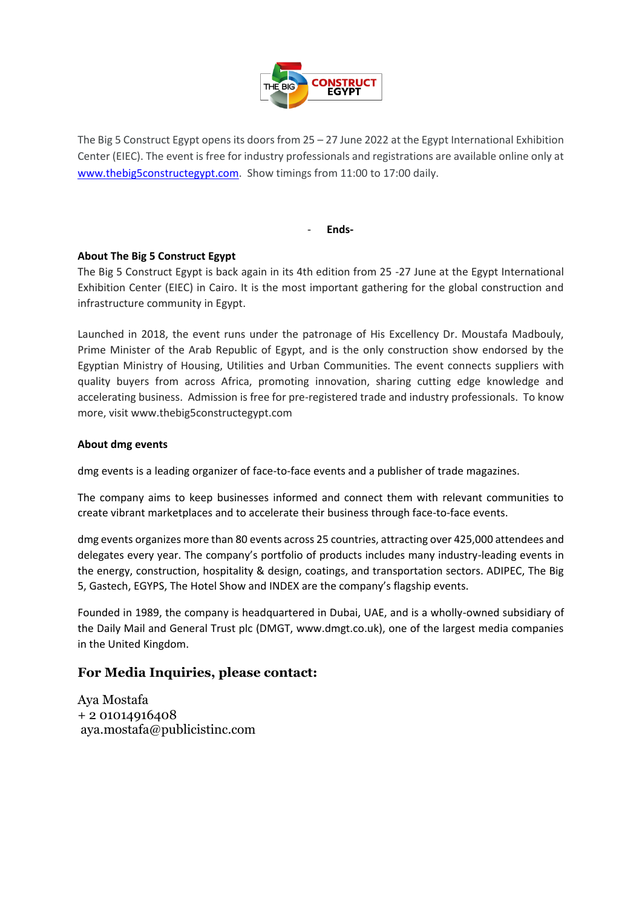The Big 5 Construct Egypt opens its doors from 25 – 27 June 2022 at the Egypt International Exhibition Center (EIEC). The event is free for industry professionals and registrations are available online only at [www.thebig5constructegypt.com](http://www.thebig5constructegypt.com). Show timings from 11:00 to 17:00 daily.

- **Ends-**

**About The Big 5 Construct Egypt**

The Big 5 Construct Egypt is back again in its 4th edition from 25 -27 June at the Egypt International Exhibition Center (EIEC) in Cairo. It is the most important gathering for the global construction and infrastructure community in Egypt.

Launched in 2018, the event runs under the patronage of His Excellency Dr. Moustafa Madbouly, Prime Minister of the Arab Republic of Egypt, and is the only construction show endorsed by the Egyptian Ministry of Housing, Utilities and Urban Communities. The event connects suppliers with quality buyers from across Africa, promoting innovation, sharing cutting edge knowledge and accelerating business. Admission is free for pre-registered trade and industry professionals. To know more, visit www.thebig5constructegypt.com

**About dmg events**

dmg events is a leading organizer of face-to-face events and a publisher of trade magazines.

The company aims to keep businesses informed and connect them with relevant communities to create vibrant marketplaces and to accelerate their business through face-to-face events.

dmg events organizes more than 80 events across 25 countries, attracting over 425,000 attendees and delegates every year. The company's portfolio of products includes many industry-leading events in the energy, construction, hospitality & design, coatings, and transportation sectors. ADIPEC, The Big 5, Gastech, EGYPS, The Hotel Show and INDEX are the company's flagship events.

Founded in 1989, the company is headquartered in Dubai, UAE, and is a wholly-owned subsidiary of the Daily Mail and General Trust plc (DMGT, www.dmgt.co.uk), one of the largest media companies in the United Kingdom.

## For Media Inquiries, please contact:

Aya Mostafa
+ 2 01014916408
aya.mostafa@publicistinc.com